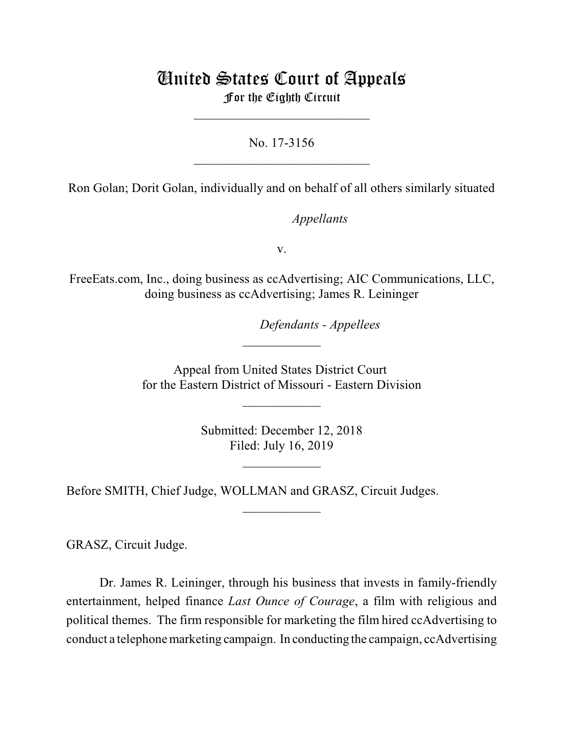# United States Court of Appeals
## For the Eighth Circuit

---

No. 17-3156

---

Ron Golan; Dorit Golan, individually and on behalf of all others similarly situated

*Appellants*

v.

FreeEats.com, Inc., doing business as ccAdvertising; AIC Communications, LLC, doing business as ccAdvertising; James R. Leininger

*Defendants - Appellees*

---

Appeal from United States District Court for the Eastern District of Missouri - Eastern Division

---

Submitted: December 12, 2018
Filed: July 16, 2019

---

Before SMITH, Chief Judge, WOLLMAN and GRASZ, Circuit Judges.

---

GRASZ, Circuit Judge.

Dr. James R. Leininger, through his business that invests in family-friendly entertainment, helped finance *Last Ounce of Courage*, a film with religious and political themes. The firm responsible for marketing the film hired ccAdvertising to conduct a telephone marketing campaign. In conducting the campaign, ccAdvertising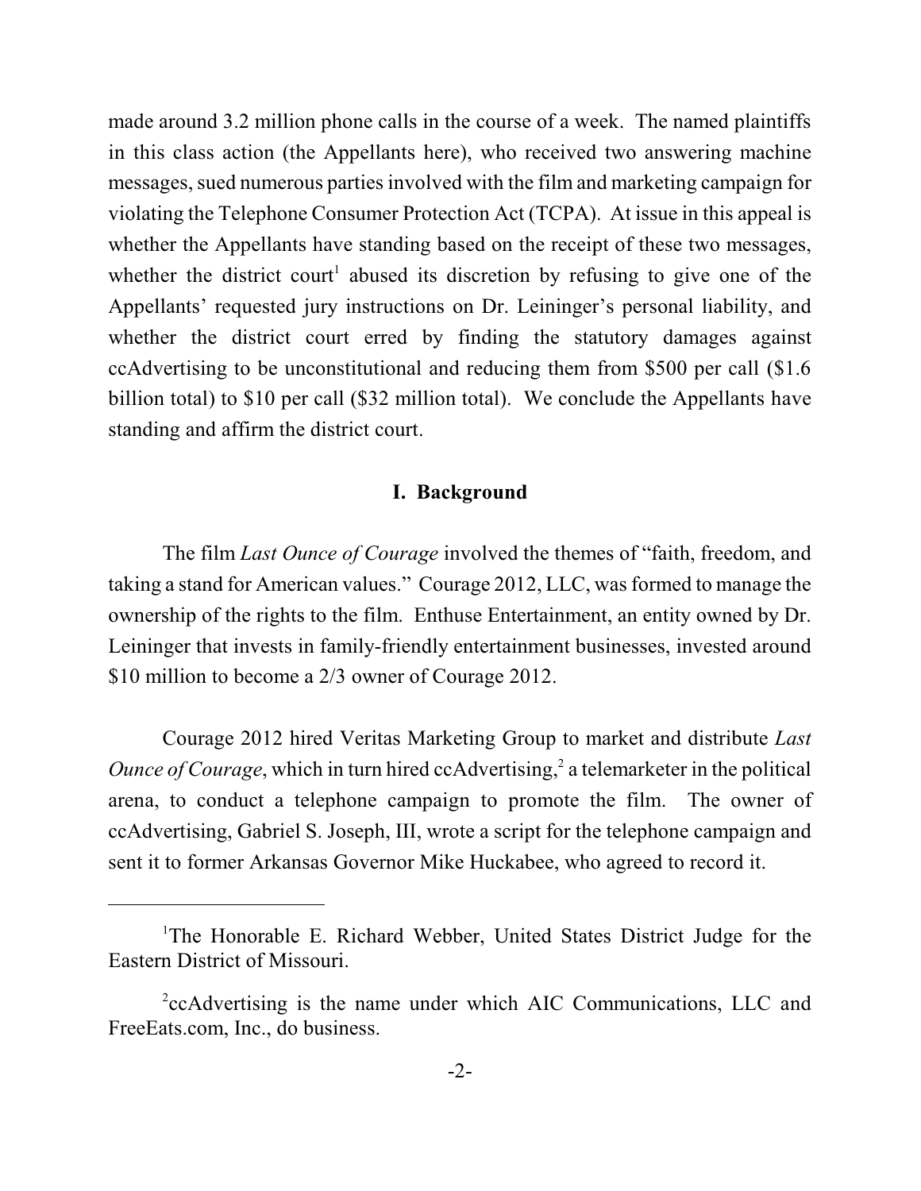made around 3.2 million phone calls in the course of a week. The named plaintiffs in this class action (the Appellants here), who received two answering machine messages, sued numerous parties involved with the film and marketing campaign for violating the Telephone Consumer Protection Act (TCPA). At issue in this appeal is whether the Appellants have standing based on the receipt of these two messages, whether the district court[1] abused its discretion by refusing to give one of the Appellants' requested jury instructions on Dr. Leininger's personal liability, and whether the district court erred by finding the statutory damages against ccAdvertising to be unconstitutional and reducing them from $500 per call ($1.6 billion total) to $10 per call ($32 million total). We conclude the Appellants have standing and affirm the district court.

## I. Background

The film *Last Ounce of Courage* involved the themes of "faith, freedom, and taking a stand for American values." Courage 2012, LLC, was formed to manage the ownership of the rights to the film. Enthuse Entertainment, an entity owned by Dr. Leininger that invests in family-friendly entertainment businesses, invested around $10 million to become a 2/3 owner of Courage 2012.

Courage 2012 hired Veritas Marketing Group to market and distribute *Last Ounce of Courage*, which in turn hired ccAdvertising,[2] a telemarketer in the political arena, to conduct a telephone campaign to promote the film. The owner of ccAdvertising, Gabriel S. Joseph, III, wrote a script for the telephone campaign and sent it to former Arkansas Governor Mike Huckabee, who agreed to record it.

---

[1] The Honorable E. Richard Webber, United States District Judge for the Eastern District of Missouri.

[2] ccAdvertising is the name under which AIC Communications, LLC and FreeEats.com, Inc., do business.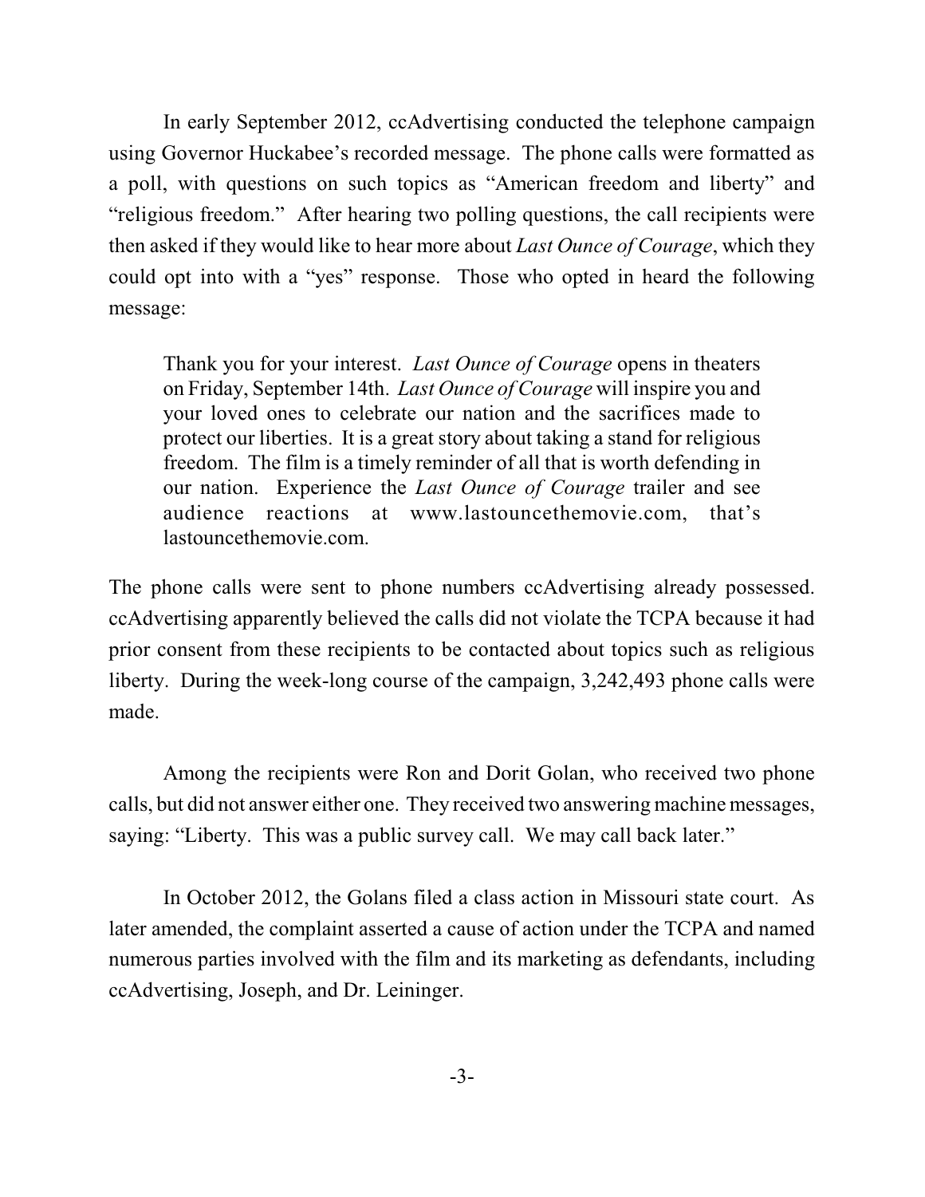In early September 2012, ccAdvertising conducted the telephone campaign using Governor Huckabee's recorded message. The phone calls were formatted as a poll, with questions on such topics as "American freedom and liberty" and "religious freedom." After hearing two polling questions, the call recipients were then asked if they would like to hear more about *Last Ounce of Courage*, which they could opt into with a "yes" response. Those who opted in heard the following message:

> Thank you for your interest. *Last Ounce of Courage* opens in theaters on Friday, September 14th. *Last Ounce of Courage* will inspire you and your loved ones to celebrate our nation and the sacrifices made to protect our liberties. It is a great story about taking a stand for religious freedom. The film is a timely reminder of all that is worth defending in our nation. Experience the *Last Ounce of Courage* trailer and see audience reactions at www.lastouncethemovie.com, that's lastouncethemovie.com.

The phone calls were sent to phone numbers ccAdvertising already possessed. ccAdvertising apparently believed the calls did not violate the TCPA because it had prior consent from these recipients to be contacted about topics such as religious liberty. During the week-long course of the campaign, 3,242,493 phone calls were made.

Among the recipients were Ron and Dorit Golan, who received two phone calls, but did not answer either one. They received two answering machine messages, saying: "Liberty. This was a public survey call. We may call back later."

In October 2012, the Golans filed a class action in Missouri state court. As later amended, the complaint asserted a cause of action under the TCPA and named numerous parties involved with the film and its marketing as defendants, including ccAdvertising, Joseph, and Dr. Leininger.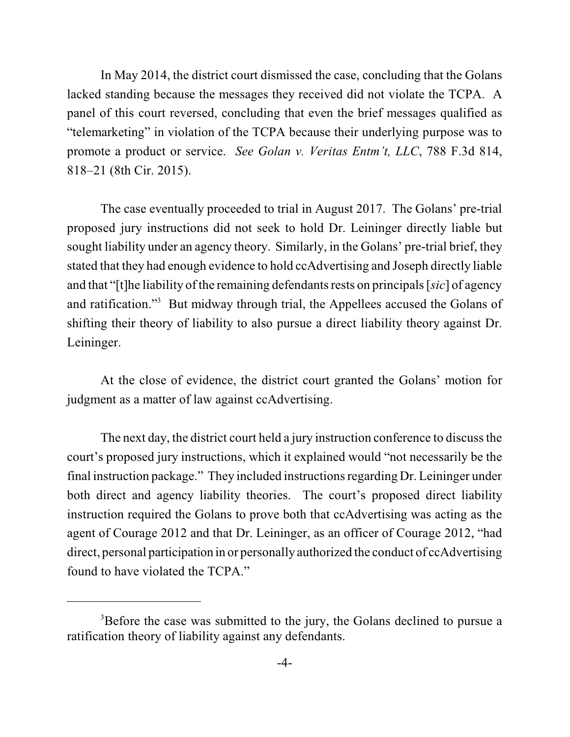In May 2014, the district court dismissed the case, concluding that the Golans lacked standing because the messages they received did not violate the TCPA. A panel of this court reversed, concluding that even the brief messages qualified as "telemarketing" in violation of the TCPA because their underlying purpose was to promote a product or service. *See Golan v. Veritas Entm't, LLC*, 788 F.3d 814, 818–21 (8th Cir. 2015).

The case eventually proceeded to trial in August 2017. The Golans' pre-trial proposed jury instructions did not seek to hold Dr. Leininger directly liable but sought liability under an agency theory. Similarly, in the Golans' pre-trial brief, they stated that they had enough evidence to hold ccAdvertising and Joseph directly liable and that "[t]he liability of the remaining defendants rests on principals [*sic*] of agency and ratification."[3] But midway through trial, the Appellees accused the Golans of shifting their theory of liability to also pursue a direct liability theory against Dr. Leininger.

At the close of evidence, the district court granted the Golans' motion for judgment as a matter of law against ccAdvertising.

The next day, the district court held a jury instruction conference to discuss the court's proposed jury instructions, which it explained would "not necessarily be the final instruction package." They included instructions regarding Dr. Leininger under both direct and agency liability theories. The court's proposed direct liability instruction required the Golans to prove both that ccAdvertising was acting as the agent of Courage 2012 and that Dr. Leininger, as an officer of Courage 2012, "had direct, personal participation in or personally authorized the conduct of ccAdvertising found to have violated the TCPA."

---

[3]Before the case was submitted to the jury, the Golans declined to pursue a ratification theory of liability against any defendants.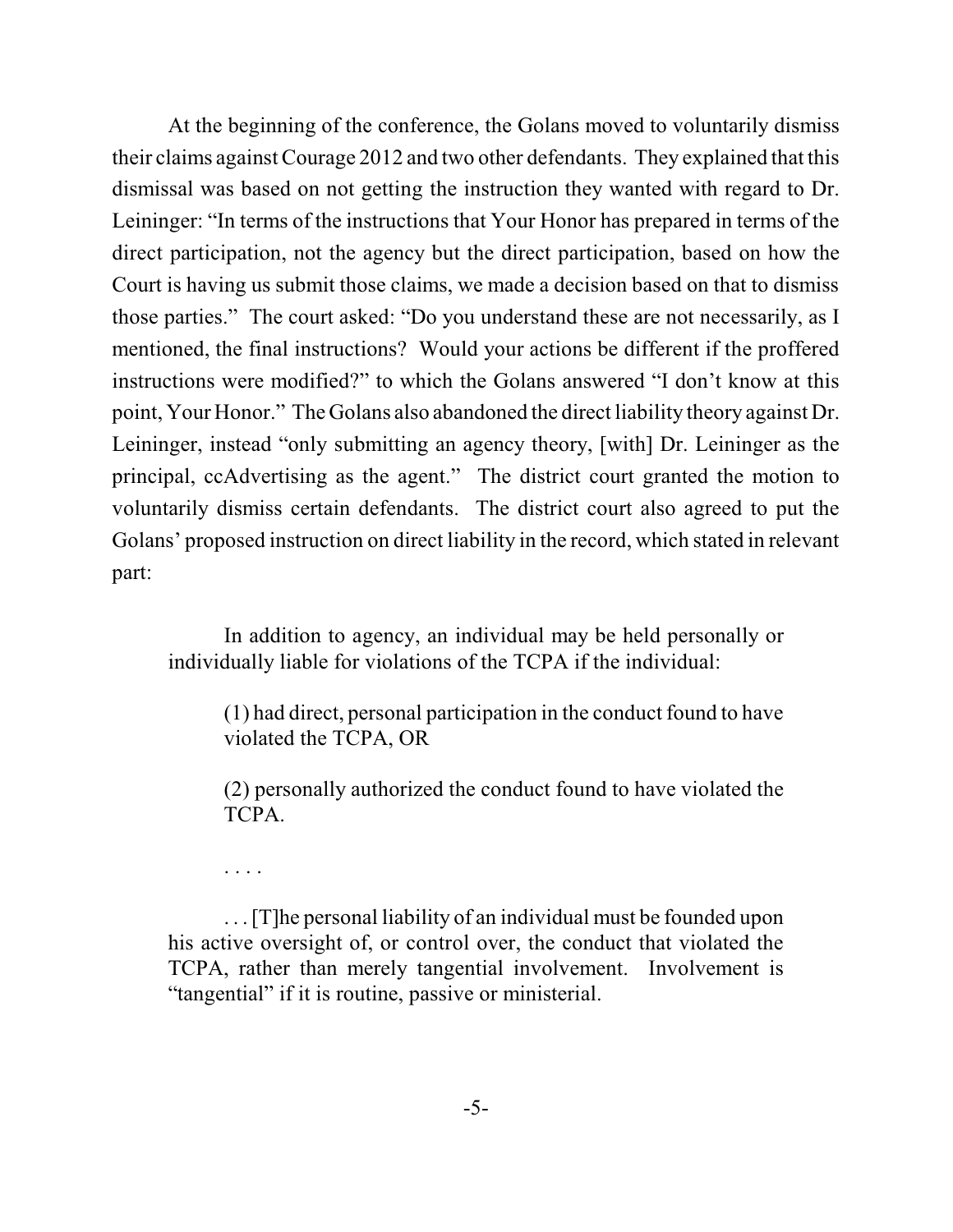At the beginning of the conference, the Golans moved to voluntarily dismiss their claims against Courage 2012 and two other defendants. They explained that this dismissal was based on not getting the instruction they wanted with regard to Dr. Leininger: "In terms of the instructions that Your Honor has prepared in terms of the direct participation, not the agency but the direct participation, based on how the Court is having us submit those claims, we made a decision based on that to dismiss those parties." The court asked: "Do you understand these are not necessarily, as I mentioned, the final instructions? Would your actions be different if the proffered instructions were modified?" to which the Golans answered "I don't know at this point, Your Honor." The Golans also abandoned the direct liability theory against Dr. Leininger, instead "only submitting an agency theory, [with] Dr. Leininger as the principal, ccAdvertising as the agent." The district court granted the motion to voluntarily dismiss certain defendants. The district court also agreed to put the Golans' proposed instruction on direct liability in the record, which stated in relevant part:

> In addition to agency, an individual may be held personally or individually liable for violations of the TCPA if the individual:
>
> (1) had direct, personal participation in the conduct found to have violated the TCPA, OR
>
> (2) personally authorized the conduct found to have violated the TCPA.
>
> . . . .
>
> . . . [T]he personal liability of an individual must be founded upon his active oversight of, or control over, the conduct that violated the TCPA, rather than merely tangential involvement. Involvement is "tangential" if it is routine, passive or ministerial.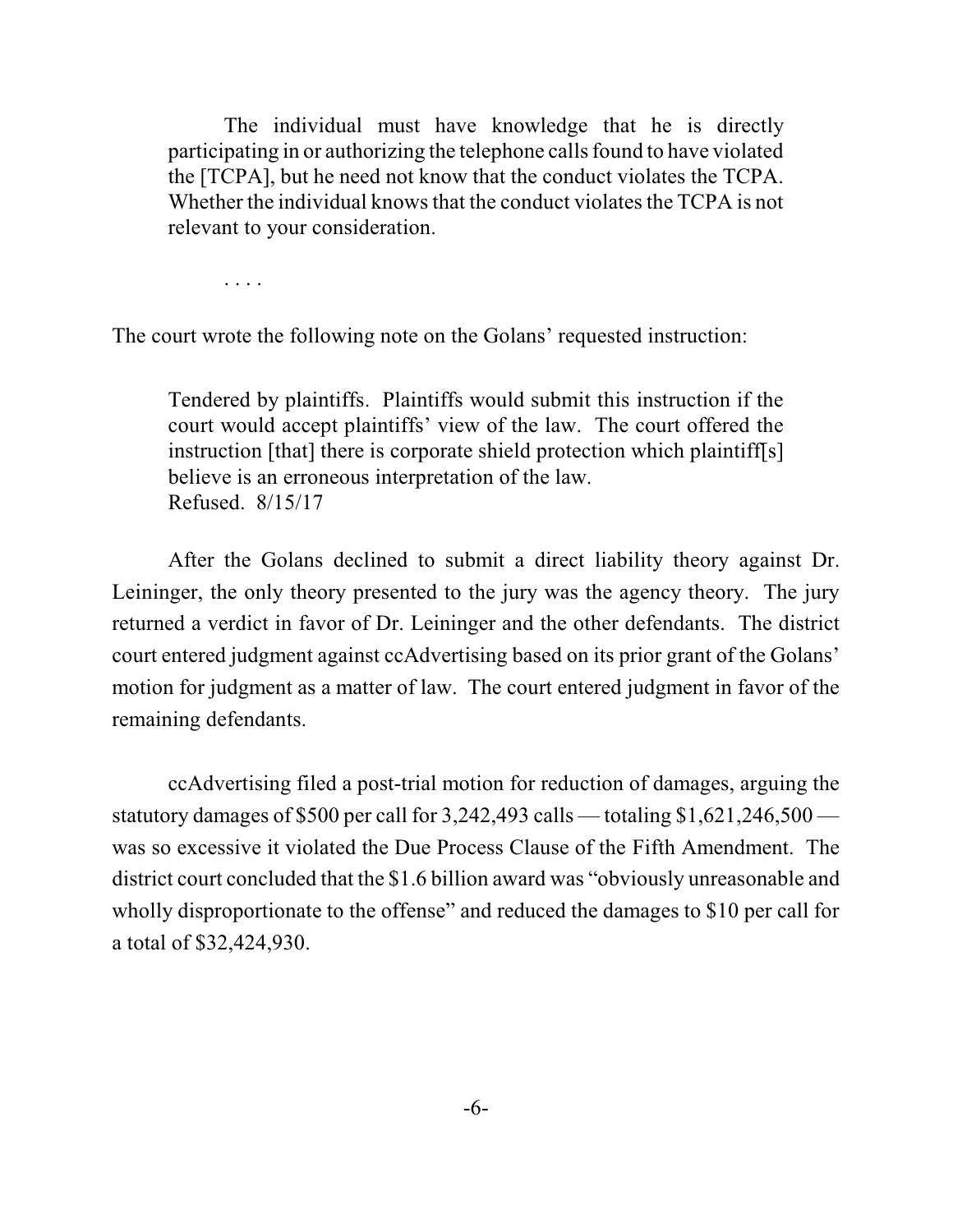> The individual must have knowledge that he is directly participating in or authorizing the telephone calls found to have violated the [TCPA], but he need not know that the conduct violates the TCPA. Whether the individual knows that the conduct violates the TCPA is not relevant to your consideration.
>
> . . . .

The court wrote the following note on the Golans' requested instruction:

> Tendered by plaintiffs. Plaintiffs would submit this instruction if the court would accept plaintiffs' view of the law. The court offered the instruction [that] there is corporate shield protection which plaintiff[s] believe is an erroneous interpretation of the law.
> Refused. 8/15/17

After the Golans declined to submit a direct liability theory against Dr. Leininger, the only theory presented to the jury was the agency theory. The jury returned a verdict in favor of Dr. Leininger and the other defendants. The district court entered judgment against ccAdvertising based on its prior grant of the Golans' motion for judgment as a matter of law. The court entered judgment in favor of the remaining defendants.

ccAdvertising filed a post-trial motion for reduction of damages, arguing the statutory damages of $500 per call for 3,242,493 calls — totaling $1,621,246,500 — was so excessive it violated the Due Process Clause of the Fifth Amendment. The district court concluded that the $1.6 billion award was "obviously unreasonable and wholly disproportionate to the offense" and reduced the damages to $10 per call for a total of $32,424,930.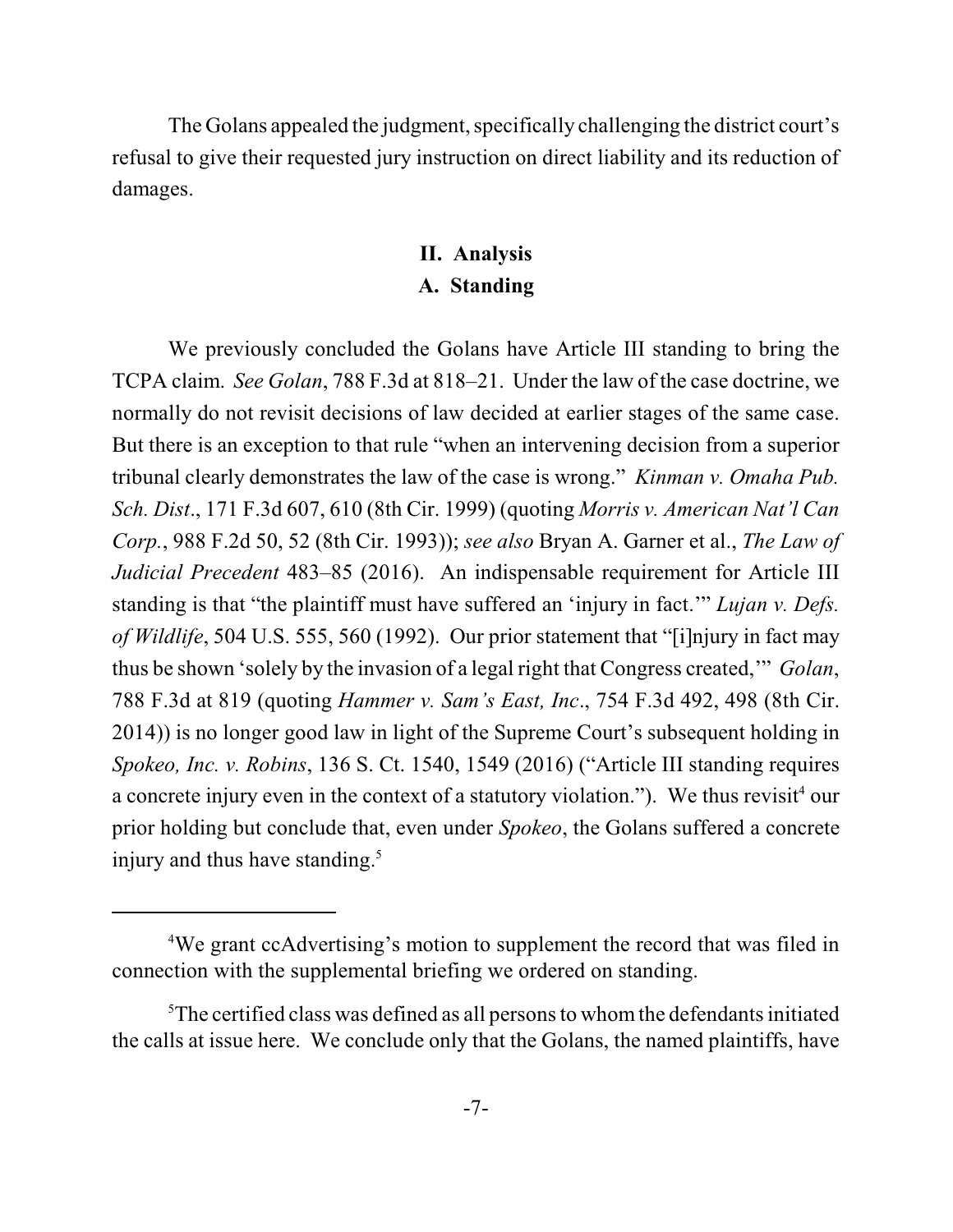The Golans appealed the judgment, specifically challenging the district court's refusal to give their requested jury instruction on direct liability and its reduction of damages.

## II. Analysis

### A. Standing

We previously concluded the Golans have Article III standing to bring the TCPA claim. *See Golan*, 788 F.3d at 818–21. Under the law of the case doctrine, we normally do not revisit decisions of law decided at earlier stages of the same case. But there is an exception to that rule "when an intervening decision from a superior tribunal clearly demonstrates the law of the case is wrong." *Kinman v. Omaha Pub. Sch. Dist*., 171 F.3d 607, 610 (8th Cir. 1999) (quoting *Morris v. American Nat'l Can Corp.*, 988 F.2d 50, 52 (8th Cir. 1993)); *see also* Bryan A. Garner et al., *The Law of Judicial Precedent* 483–85 (2016). An indispensable requirement for Article III standing is that "the plaintiff must have suffered an 'injury in fact.'" *Lujan v. Defs. of Wildlife*, 504 U.S. 555, 560 (1992). Our prior statement that "[i]njury in fact may thus be shown 'solely by the invasion of a legal right that Congress created,'" *Golan*, 788 F.3d at 819 (quoting *Hammer v. Sam's East, Inc*., 754 F.3d 492, 498 (8th Cir. 2014)) is no longer good law in light of the Supreme Court's subsequent holding in *Spokeo, Inc. v. Robins*, 136 S. Ct. 1540, 1549 (2016) ("Article III standing requires a concrete injury even in the context of a statutory violation."). We thus revisit[4] our prior holding but conclude that, even under *Spokeo*, the Golans suffered a concrete injury and thus have standing.[5]

---

[4]We grant ccAdvertising's motion to supplement the record that was filed in connection with the supplemental briefing we ordered on standing.

[5]The certified class was defined as all persons to whom the defendants initiated the calls at issue here. We conclude only that the Golans, the named plaintiffs, have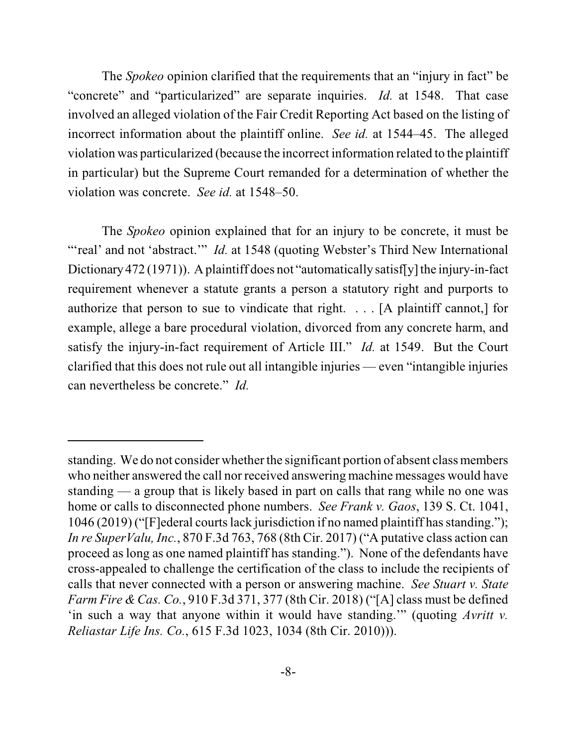The *Spokeo* opinion clarified that the requirements that an "injury in fact" be "concrete" and "particularized" are separate inquiries. *Id.* at 1548. That case involved an alleged violation of the Fair Credit Reporting Act based on the listing of incorrect information about the plaintiff online. *See id.* at 1544–45. The alleged violation was particularized (because the incorrect information related to the plaintiff in particular) but the Supreme Court remanded for a determination of whether the violation was concrete. *See id.* at 1548–50.

The *Spokeo* opinion explained that for an injury to be concrete, it must be "'real' and not 'abstract.'" *Id.* at 1548 (quoting Webster's Third New International Dictionary 472 (1971)). A plaintiff does not "automatically satisf[y] the injury-in-fact requirement whenever a statute grants a person a statutory right and purports to authorize that person to sue to vindicate that right. . . . [A plaintiff cannot,] for example, allege a bare procedural violation, divorced from any concrete harm, and satisfy the injury-in-fact requirement of Article III." *Id.* at 1549. But the Court clarified that this does not rule out all intangible injuries — even "intangible injuries can nevertheless be concrete." *Id.*

---

standing. We do not consider whether the significant portion of absent class members who neither answered the call nor received answering machine messages would have standing — a group that is likely based in part on calls that rang while no one was home or calls to disconnected phone numbers. *See Frank v. Gaos*, 139 S. Ct. 1041, 1046 (2019) ("[F]ederal courts lack jurisdiction if no named plaintiff has standing."); *In re SuperValu, Inc.*, 870 F.3d 763, 768 (8th Cir. 2017) ("A putative class action can proceed as long as one named plaintiff has standing."). None of the defendants have cross-appealed to challenge the certification of the class to include the recipients of calls that never connected with a person or answering machine. *See Stuart v. State Farm Fire & Cas. Co.*, 910 F.3d 371, 377 (8th Cir. 2018) ("[A] class must be defined 'in such a way that anyone within it would have standing.'" (quoting *Avritt v. Reliastar Life Ins. Co.*, 615 F.3d 1023, 1034 (8th Cir. 2010))).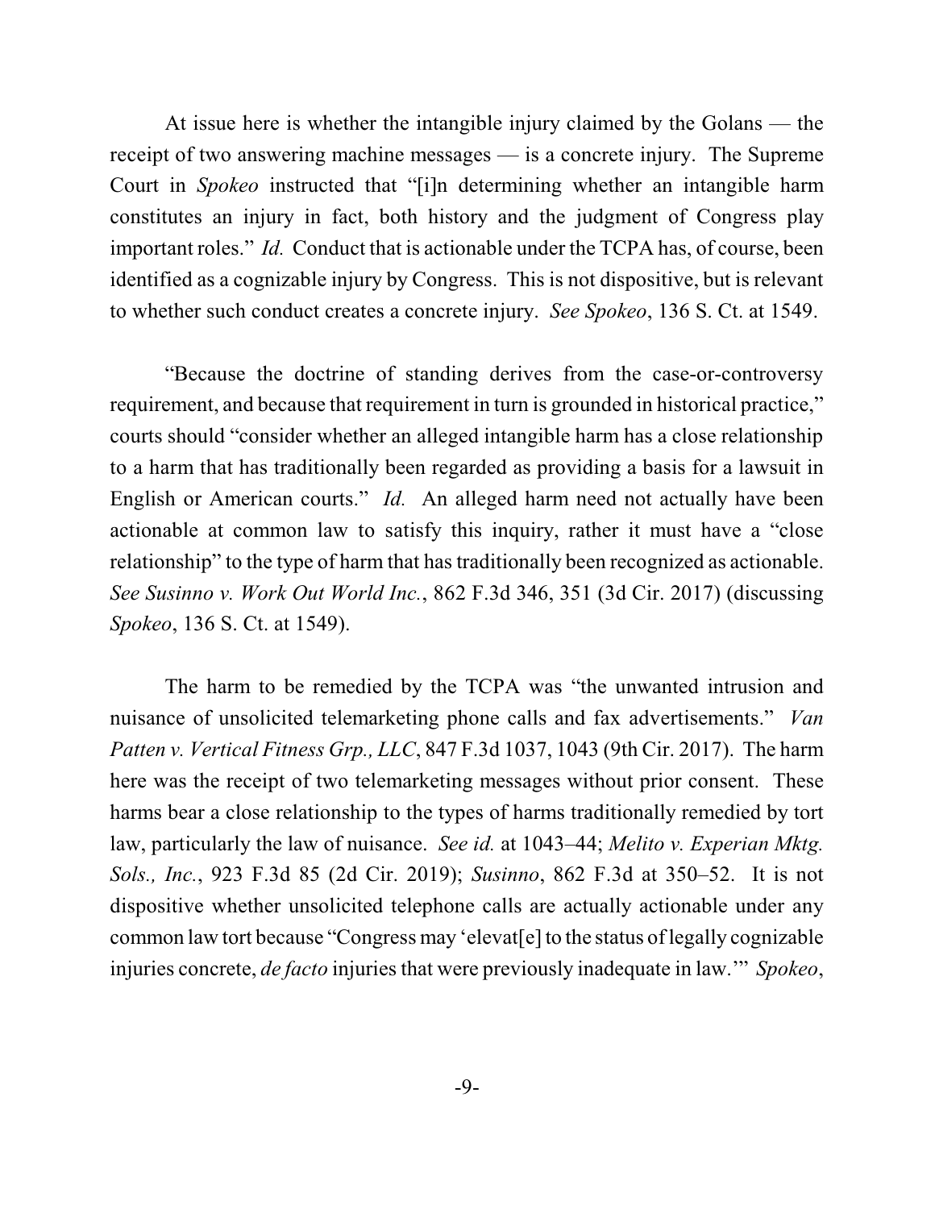At issue here is whether the intangible injury claimed by the Golans — the receipt of two answering machine messages — is a concrete injury. The Supreme Court in *Spokeo* instructed that "[i]n determining whether an intangible harm constitutes an injury in fact, both history and the judgment of Congress play important roles." *Id.* Conduct that is actionable under the TCPA has, of course, been identified as a cognizable injury by Congress. This is not dispositive, but is relevant to whether such conduct creates a concrete injury. *See Spokeo*, 136 S. Ct. at 1549.

"Because the doctrine of standing derives from the case-or-controversy requirement, and because that requirement in turn is grounded in historical practice," courts should "consider whether an alleged intangible harm has a close relationship to a harm that has traditionally been regarded as providing a basis for a lawsuit in English or American courts." *Id.* An alleged harm need not actually have been actionable at common law to satisfy this inquiry, rather it must have a "close relationship" to the type of harm that has traditionally been recognized as actionable. *See Susinno v. Work Out World Inc.*, 862 F.3d 346, 351 (3d Cir. 2017) (discussing *Spokeo*, 136 S. Ct. at 1549).

The harm to be remedied by the TCPA was "the unwanted intrusion and nuisance of unsolicited telemarketing phone calls and fax advertisements." *Van Patten v. Vertical Fitness Grp., LLC*, 847 F.3d 1037, 1043 (9th Cir. 2017). The harm here was the receipt of two telemarketing messages without prior consent. These harms bear a close relationship to the types of harms traditionally remedied by tort law, particularly the law of nuisance. *See id.* at 1043–44; *Melito v. Experian Mktg. Sols., Inc.*, 923 F.3d 85 (2d Cir. 2019); *Susinno*, 862 F.3d at 350–52. It is not dispositive whether unsolicited telephone calls are actually actionable under any common law tort because "Congress may 'elevat[e] to the status of legally cognizable injuries concrete, *de facto* injuries that were previously inadequate in law.'" *Spokeo*,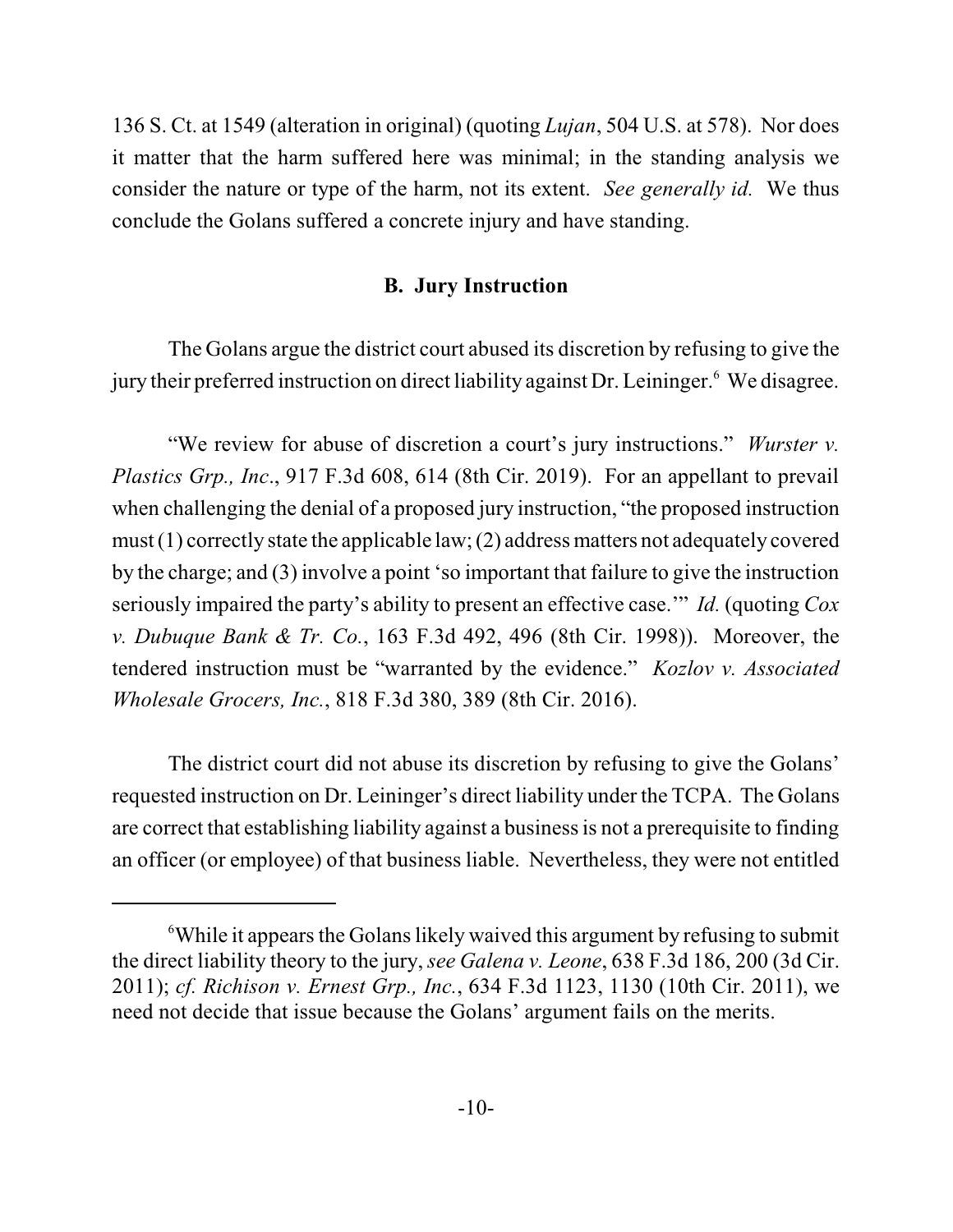136 S. Ct. at 1549 (alteration in original) (quoting *Lujan*, 504 U.S. at 578). Nor does it matter that the harm suffered here was minimal; in the standing analysis we consider the nature or type of the harm, not its extent. *See generally id.* We thus conclude the Golans suffered a concrete injury and have standing.

### B. Jury Instruction

The Golans argue the district court abused its discretion by refusing to give the jury their preferred instruction on direct liability against Dr. Leininger.[6] We disagree.

"We review for abuse of discretion a court's jury instructions." *Wurster v. Plastics Grp., Inc*., 917 F.3d 608, 614 (8th Cir. 2019). For an appellant to prevail when challenging the denial of a proposed jury instruction, "the proposed instruction must (1) correctly state the applicable law; (2) address matters not adequately covered by the charge; and (3) involve a point 'so important that failure to give the instruction seriously impaired the party's ability to present an effective case.'" *Id.* (quoting *Cox v. Dubuque Bank & Tr. Co.*, 163 F.3d 492, 496 (8th Cir. 1998)). Moreover, the tendered instruction must be "warranted by the evidence." *Kozlov v. Associated Wholesale Grocers, Inc.*, 818 F.3d 380, 389 (8th Cir. 2016).

The district court did not abuse its discretion by refusing to give the Golans' requested instruction on Dr. Leininger's direct liability under the TCPA. The Golans are correct that establishing liability against a business is not a prerequisite to finding an officer (or employee) of that business liable. Nevertheless, they were not entitled

---

[6] While it appears the Golans likely waived this argument by refusing to submit the direct liability theory to the jury, *see Galena v. Leone*, 638 F.3d 186, 200 (3d Cir. 2011); *cf. Richison v. Ernest Grp., Inc.*, 634 F.3d 1123, 1130 (10th Cir. 2011), we need not decide that issue because the Golans' argument fails on the merits.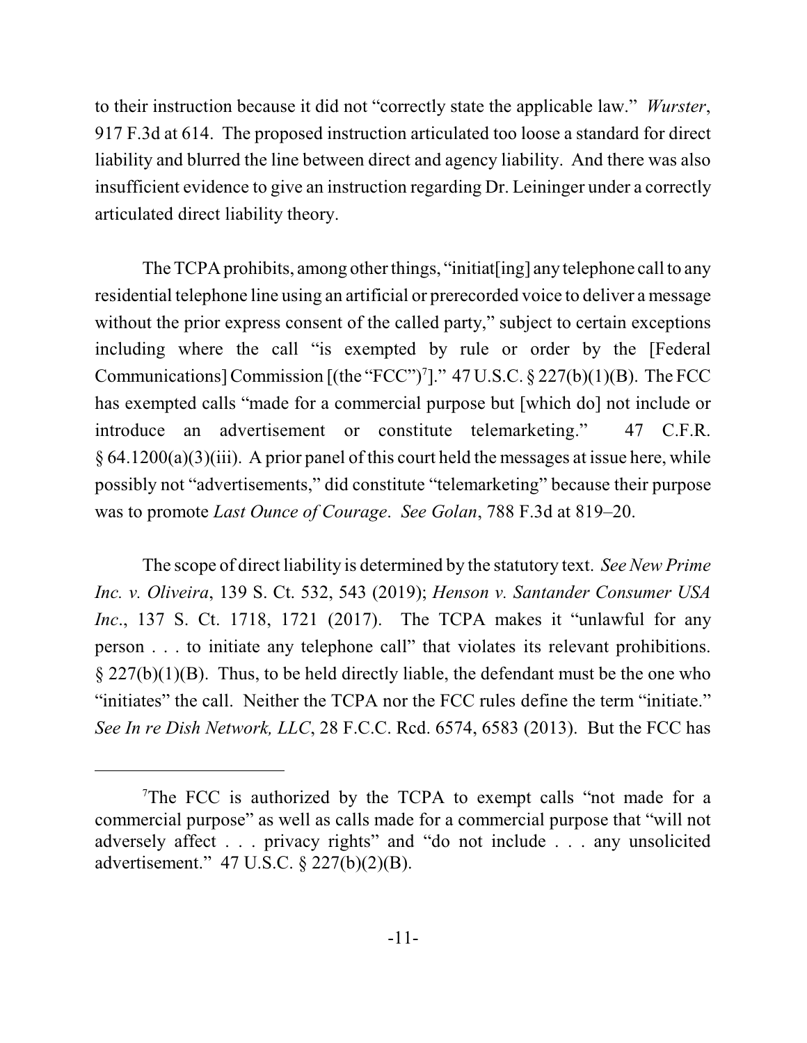to their instruction because it did not "correctly state the applicable law." *Wurster*, 917 F.3d at 614. The proposed instruction articulated too loose a standard for direct liability and blurred the line between direct and agency liability. And there was also insufficient evidence to give an instruction regarding Dr. Leininger under a correctly articulated direct liability theory.

The TCPA prohibits, among other things, "initiat[ing] any telephone call to any residential telephone line using an artificial or prerecorded voice to deliver a message without the prior express consent of the called party," subject to certain exceptions including where the call "is exempted by rule or order by the [Federal Communications] Commission [(the "FCC")[7]]." 47 U.S.C. § 227(b)(1)(B). The FCC has exempted calls "made for a commercial purpose but [which do] not include or introduce an advertisement or constitute telemarketing." 47 C.F.R. § 64.1200(a)(3)(iii). A prior panel of this court held the messages at issue here, while possibly not "advertisements," did constitute "telemarketing" because their purpose was to promote *Last Ounce of Courage*. *See Golan*, 788 F.3d at 819–20.

The scope of direct liability is determined by the statutory text. *See New Prime Inc. v. Oliveira*, 139 S. Ct. 532, 543 (2019); *Henson v. Santander Consumer USA Inc*., 137 S. Ct. 1718, 1721 (2017). The TCPA makes it "unlawful for any person . . . to initiate any telephone call" that violates its relevant prohibitions. § 227(b)(1)(B). Thus, to be held directly liable, the defendant must be the one who "initiates" the call. Neither the TCPA nor the FCC rules define the term "initiate." *See In re Dish Network, LLC*, 28 F.C.C. Rcd. 6574, 6583 (2013). But the FCC has

---

[7]The FCC is authorized by the TCPA to exempt calls "not made for a commercial purpose" as well as calls made for a commercial purpose that "will not adversely affect . . . privacy rights" and "do not include . . . any unsolicited advertisement." 47 U.S.C. § 227(b)(2)(B).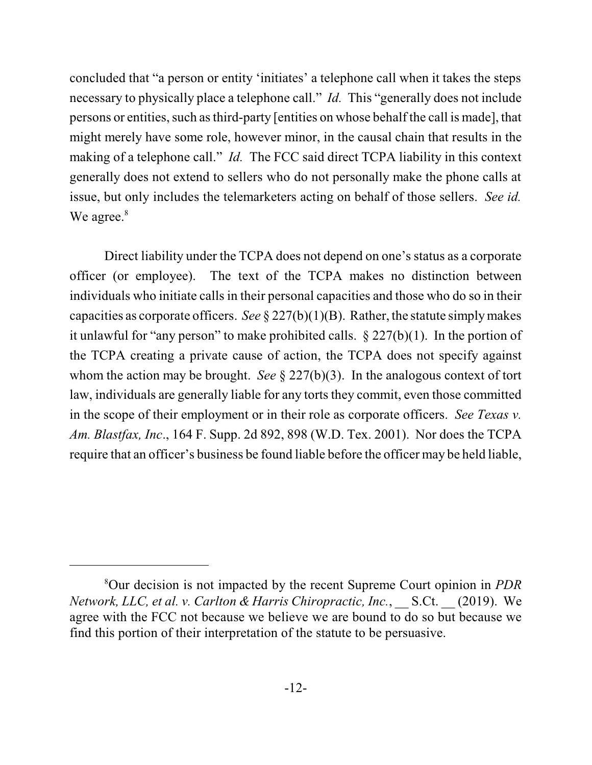concluded that "a person or entity 'initiates' a telephone call when it takes the steps necessary to physically place a telephone call." *Id.* This "generally does not include persons or entities, such as third-party [entities on whose behalf the call is made], that might merely have some role, however minor, in the causal chain that results in the making of a telephone call." *Id.* The FCC said direct TCPA liability in this context generally does not extend to sellers who do not personally make the phone calls at issue, but only includes the telemarketers acting on behalf of those sellers. *See id.* We agree.[8]

Direct liability under the TCPA does not depend on one's status as a corporate officer (or employee). The text of the TCPA makes no distinction between individuals who initiate calls in their personal capacities and those who do so in their capacities as corporate officers. *See* § 227(b)(1)(B). Rather, the statute simply makes it unlawful for "any person" to make prohibited calls. § 227(b)(1). In the portion of the TCPA creating a private cause of action, the TCPA does not specify against whom the action may be brought. *See* § 227(b)(3). In the analogous context of tort law, individuals are generally liable for any torts they commit, even those committed in the scope of their employment or in their role as corporate officers. *See Texas v. Am. Blastfax, Inc*., 164 F. Supp. 2d 892, 898 (W.D. Tex. 2001). Nor does the TCPA require that an officer's business be found liable before the officer may be held liable,

---

[8]Our decision is not impacted by the recent Supreme Court opinion in *PDR Network, LLC, et al. v. Carlton & Harris Chiropractic, Inc.*, __ S.Ct. __ (2019). We agree with the FCC not because we believe we are bound to do so but because we find this portion of their interpretation of the statute to be persuasive.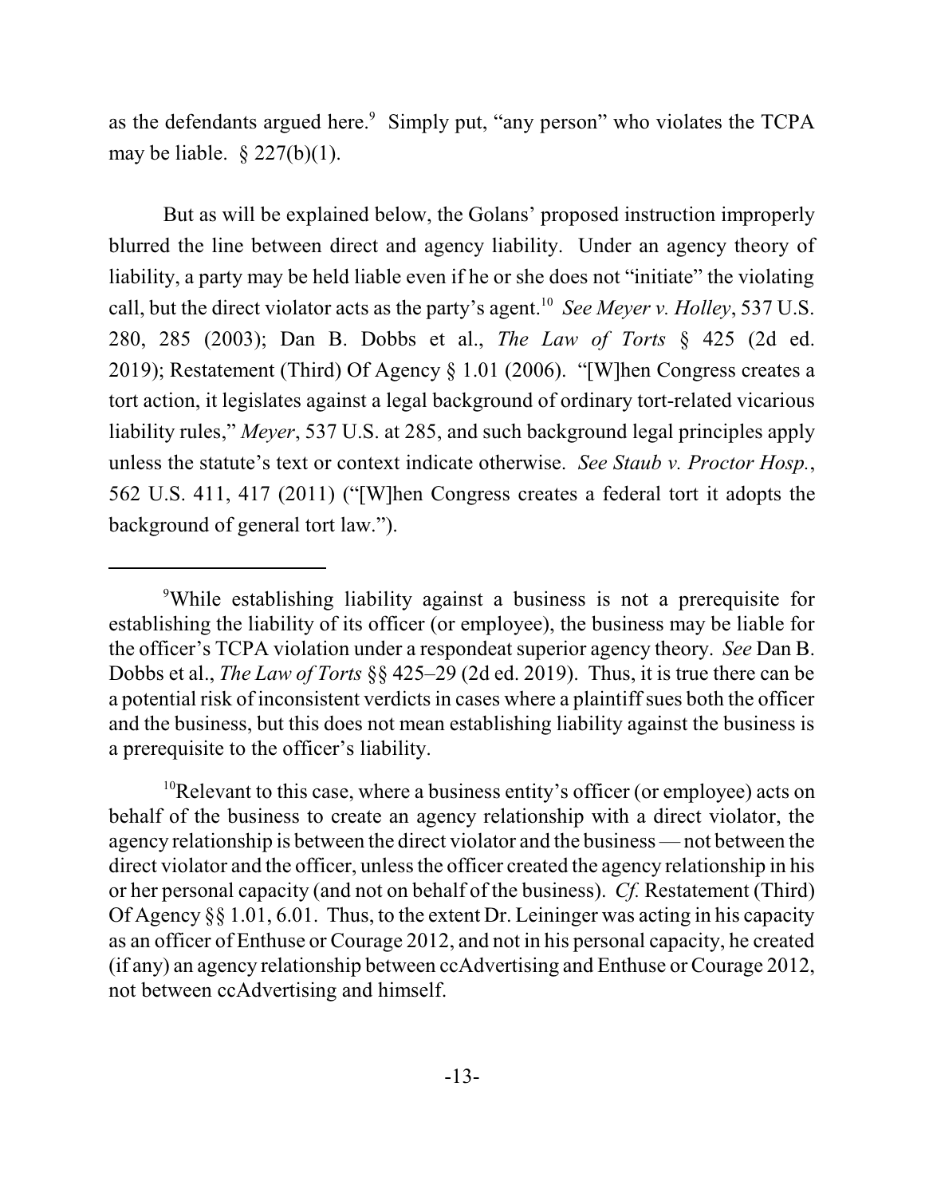as the defendants argued here.[9] Simply put, "any person" who violates the TCPA may be liable. § 227(b)(1).

But as will be explained below, the Golans' proposed instruction improperly blurred the line between direct and agency liability. Under an agency theory of liability, a party may be held liable even if he or she does not "initiate" the violating call, but the direct violator acts as the party's agent.[10] *See Meyer v. Holley*, 537 U.S. 280, 285 (2003); Dan B. Dobbs et al., *The Law of Torts* § 425 (2d ed. 2019); Restatement (Third) Of Agency § 1.01 (2006). "[W]hen Congress creates a tort action, it legislates against a legal background of ordinary tort-related vicarious liability rules," *Meyer*, 537 U.S. at 285, and such background legal principles apply unless the statute's text or context indicate otherwise. *See Staub v. Proctor Hosp.*, 562 U.S. 411, 417 (2011) ("[W]hen Congress creates a federal tort it adopts the background of general tort law.").

---

[9]While establishing liability against a business is not a prerequisite for establishing the liability of its officer (or employee), the business may be liable for the officer's TCPA violation under a respondeat superior agency theory. *See* Dan B. Dobbs et al., *The Law of Torts* §§ 425–29 (2d ed. 2019). Thus, it is true there can be a potential risk of inconsistent verdicts in cases where a plaintiff sues both the officer and the business, but this does not mean establishing liability against the business is a prerequisite to the officer's liability.

[10]Relevant to this case, where a business entity's officer (or employee) acts on behalf of the business to create an agency relationship with a direct violator, the agency relationship is between the direct violator and the business — not between the direct violator and the officer, unless the officer created the agency relationship in his or her personal capacity (and not on behalf of the business). *Cf.* Restatement (Third) Of Agency §§ 1.01, 6.01. Thus, to the extent Dr. Leininger was acting in his capacity as an officer of Enthuse or Courage 2012, and not in his personal capacity, he created (if any) an agency relationship between ccAdvertising and Enthuse or Courage 2012, not between ccAdvertising and himself.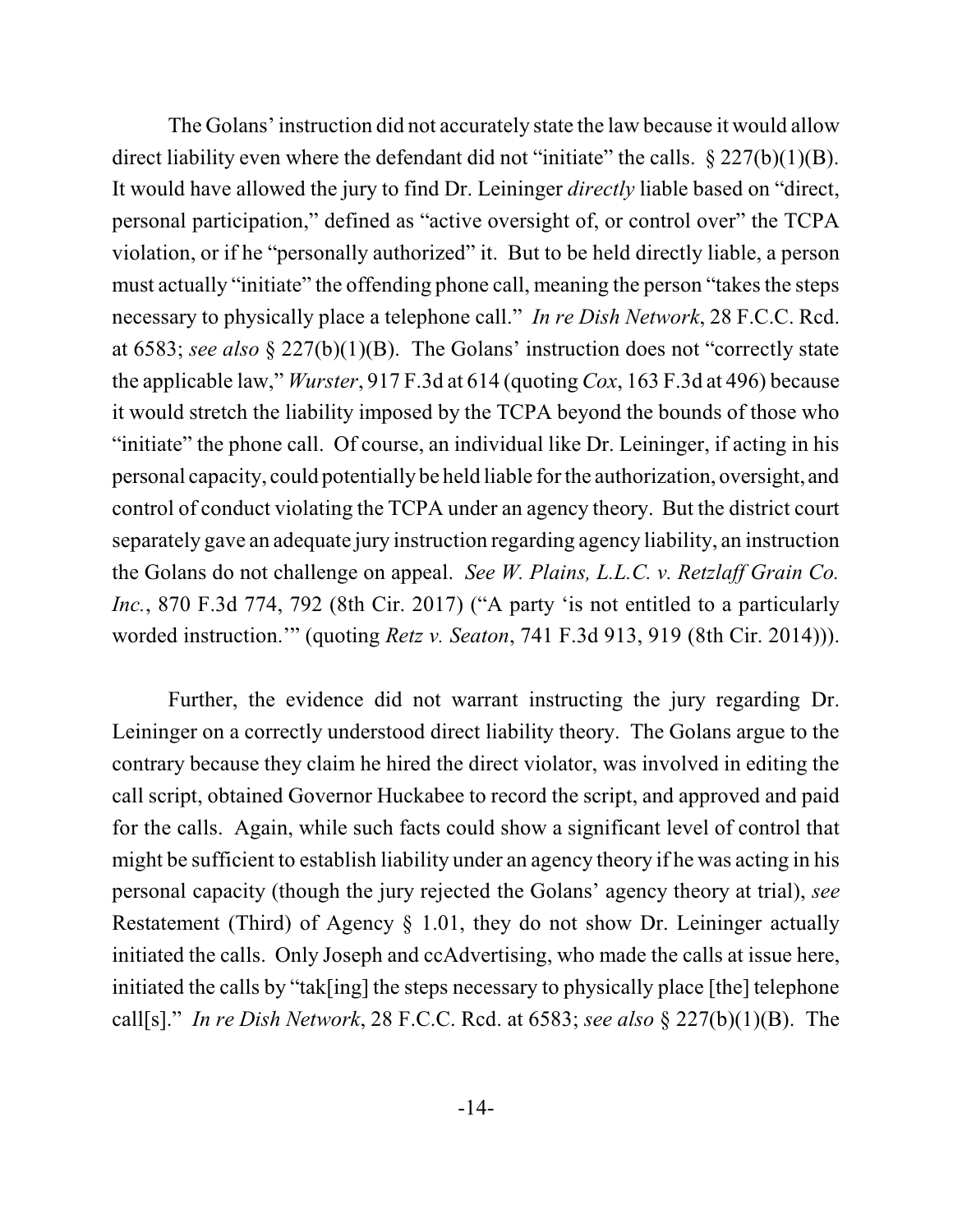The Golans' instruction did not accurately state the law because it would allow direct liability even where the defendant did not "initiate" the calls. § 227(b)(1)(B). It would have allowed the jury to find Dr. Leininger *directly* liable based on "direct, personal participation," defined as "active oversight of, or control over" the TCPA violation, or if he "personally authorized" it. But to be held directly liable, a person must actually "initiate" the offending phone call, meaning the person "takes the steps necessary to physically place a telephone call." *In re Dish Network*, 28 F.C.C. Rcd. at 6583; *see also* § 227(b)(1)(B). The Golans' instruction does not "correctly state the applicable law," *Wurster*, 917 F.3d at 614 (quoting *Cox*, 163 F.3d at 496) because it would stretch the liability imposed by the TCPA beyond the bounds of those who "initiate" the phone call. Of course, an individual like Dr. Leininger, if acting in his personal capacity, could potentially be held liable for the authorization, oversight, and control of conduct violating the TCPA under an agency theory. But the district court separately gave an adequate jury instruction regarding agency liability, an instruction the Golans do not challenge on appeal. *See W. Plains, L.L.C. v. Retzlaff Grain Co. Inc.*, 870 F.3d 774, 792 (8th Cir. 2017) ("A party 'is not entitled to a particularly worded instruction.'" (quoting *Retz v. Seaton*, 741 F.3d 913, 919 (8th Cir. 2014))).

Further, the evidence did not warrant instructing the jury regarding Dr. Leininger on a correctly understood direct liability theory. The Golans argue to the contrary because they claim he hired the direct violator, was involved in editing the call script, obtained Governor Huckabee to record the script, and approved and paid for the calls. Again, while such facts could show a significant level of control that might be sufficient to establish liability under an agency theory if he was acting in his personal capacity (though the jury rejected the Golans' agency theory at trial), *see* Restatement (Third) of Agency § 1.01, they do not show Dr. Leininger actually initiated the calls. Only Joseph and ccAdvertising, who made the calls at issue here, initiated the calls by "tak[ing] the steps necessary to physically place [the] telephone call[s]." *In re Dish Network*, 28 F.C.C. Rcd. at 6583; *see also* § 227(b)(1)(B). The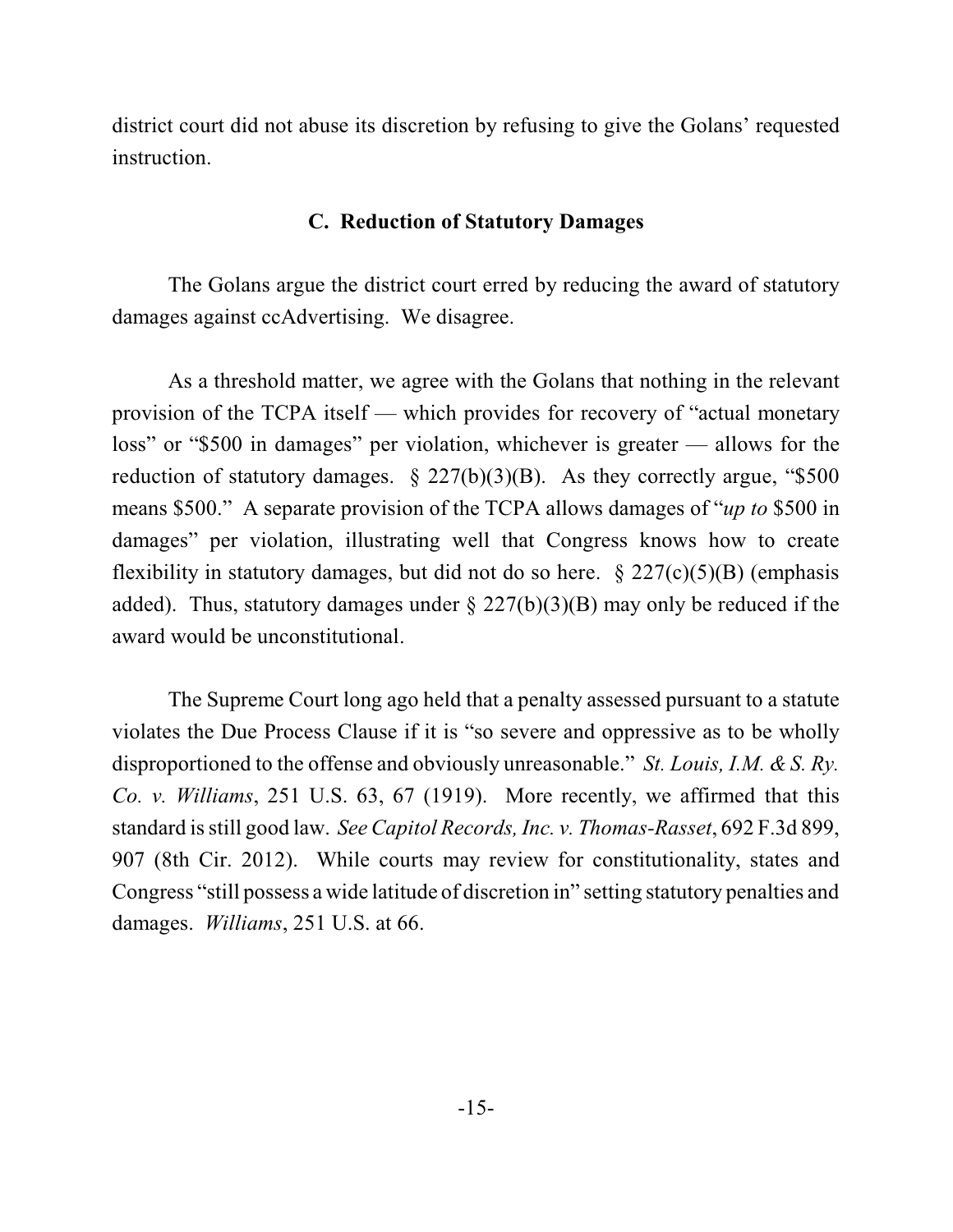district court did not abuse its discretion by refusing to give the Golans' requested instruction.

### C. Reduction of Statutory Damages

The Golans argue the district court erred by reducing the award of statutory damages against ccAdvertising. We disagree.

As a threshold matter, we agree with the Golans that nothing in the relevant provision of the TCPA itself — which provides for recovery of "actual monetary loss" or "$500 in damages" per violation, whichever is greater — allows for the reduction of statutory damages. § 227(b)(3)(B). As they correctly argue, "$500 means $500." A separate provision of the TCPA allows damages of "*up to* $500 in damages" per violation, illustrating well that Congress knows how to create flexibility in statutory damages, but did not do so here. § 227(c)(5)(B) (emphasis added). Thus, statutory damages under § 227(b)(3)(B) may only be reduced if the award would be unconstitutional.

The Supreme Court long ago held that a penalty assessed pursuant to a statute violates the Due Process Clause if it is "so severe and oppressive as to be wholly disproportioned to the offense and obviously unreasonable." *St. Louis, I.M. & S. Ry. Co. v. Williams*, 251 U.S. 63, 67 (1919). More recently, we affirmed that this standard is still good law. *See Capitol Records, Inc. v. Thomas-Rasset*, 692 F.3d 899, 907 (8th Cir. 2012). While courts may review for constitutionality, states and Congress "still possess a wide latitude of discretion in" setting statutory penalties and damages. *Williams*, 251 U.S. at 66.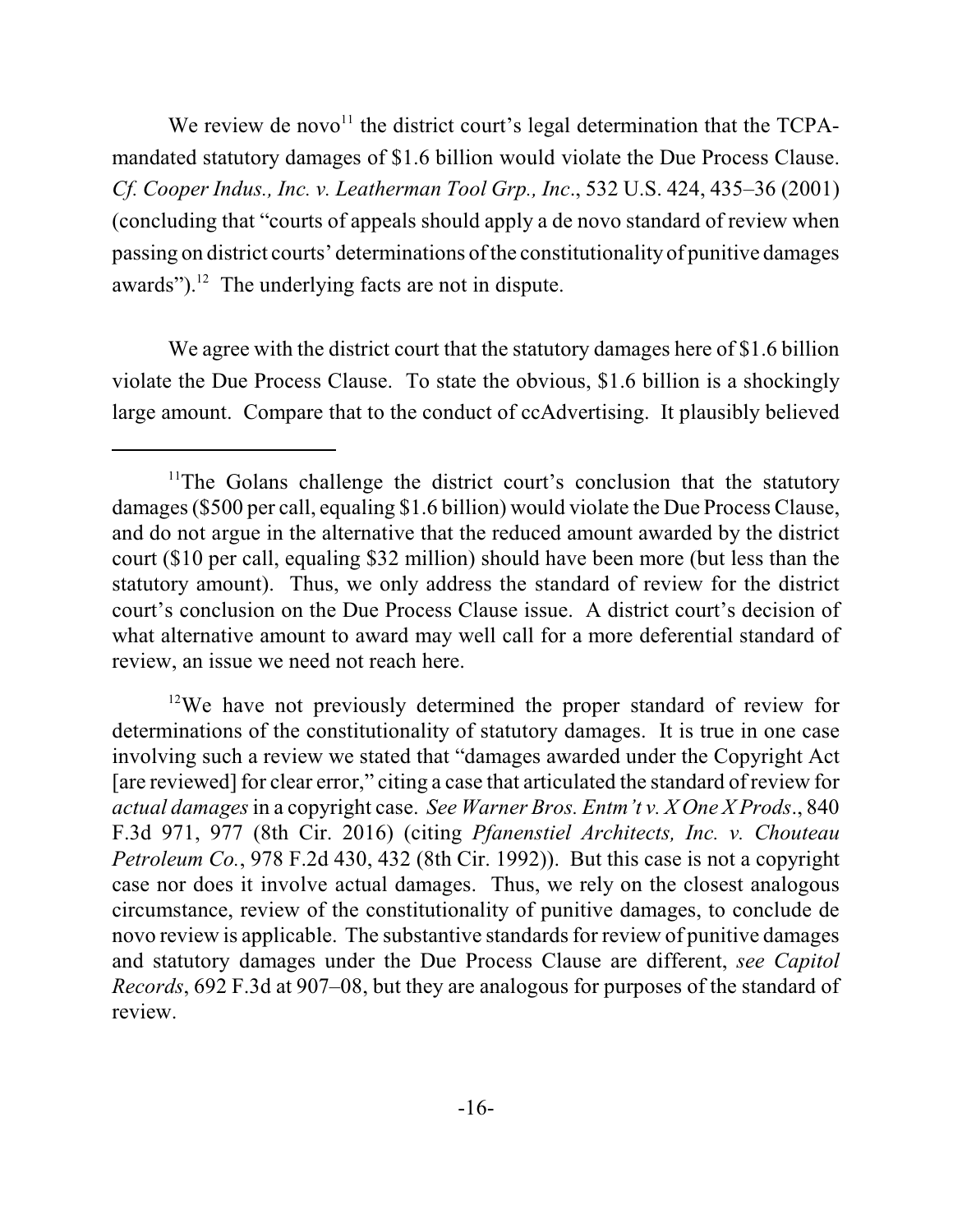We review de novo[11] the district court's legal determination that the TCPA-mandated statutory damages of $1.6 billion would violate the Due Process Clause. *Cf. Cooper Indus., Inc. v. Leatherman Tool Grp., Inc*., 532 U.S. 424, 435–36 (2001) (concluding that "courts of appeals should apply a de novo standard of review when passing on district courts' determinations of the constitutionality of punitive damages awards").[12] The underlying facts are not in dispute.

We agree with the district court that the statutory damages here of $1.6 billion violate the Due Process Clause. To state the obvious, $1.6 billion is a shockingly large amount. Compare that to the conduct of ccAdvertising. It plausibly believed

---

[11]The Golans challenge the district court's conclusion that the statutory damages ($500 per call, equaling $1.6 billion) would violate the Due Process Clause, and do not argue in the alternative that the reduced amount awarded by the district court ($10 per call, equaling $32 million) should have been more (but less than the statutory amount). Thus, we only address the standard of review for the district court's conclusion on the Due Process Clause issue. A district court's decision of what alternative amount to award may well call for a more deferential standard of review, an issue we need not reach here.

[12]We have not previously determined the proper standard of review for determinations of the constitutionality of statutory damages. It is true in one case involving such a review we stated that "damages awarded under the Copyright Act [are reviewed] for clear error," citing a case that articulated the standard of review for *actual damages* in a copyright case. *See Warner Bros. Entm't v. X One X Prods*., 840 F.3d 971, 977 (8th Cir. 2016) (citing *Pfanenstiel Architects, Inc. v. Chouteau Petroleum Co.*, 978 F.2d 430, 432 (8th Cir. 1992)). But this case is not a copyright case nor does it involve actual damages. Thus, we rely on the closest analogous circumstance, review of the constitutionality of punitive damages, to conclude de novo review is applicable. The substantive standards for review of punitive damages and statutory damages under the Due Process Clause are different, *see Capitol Records*, 692 F.3d at 907–08, but they are analogous for purposes of the standard of review.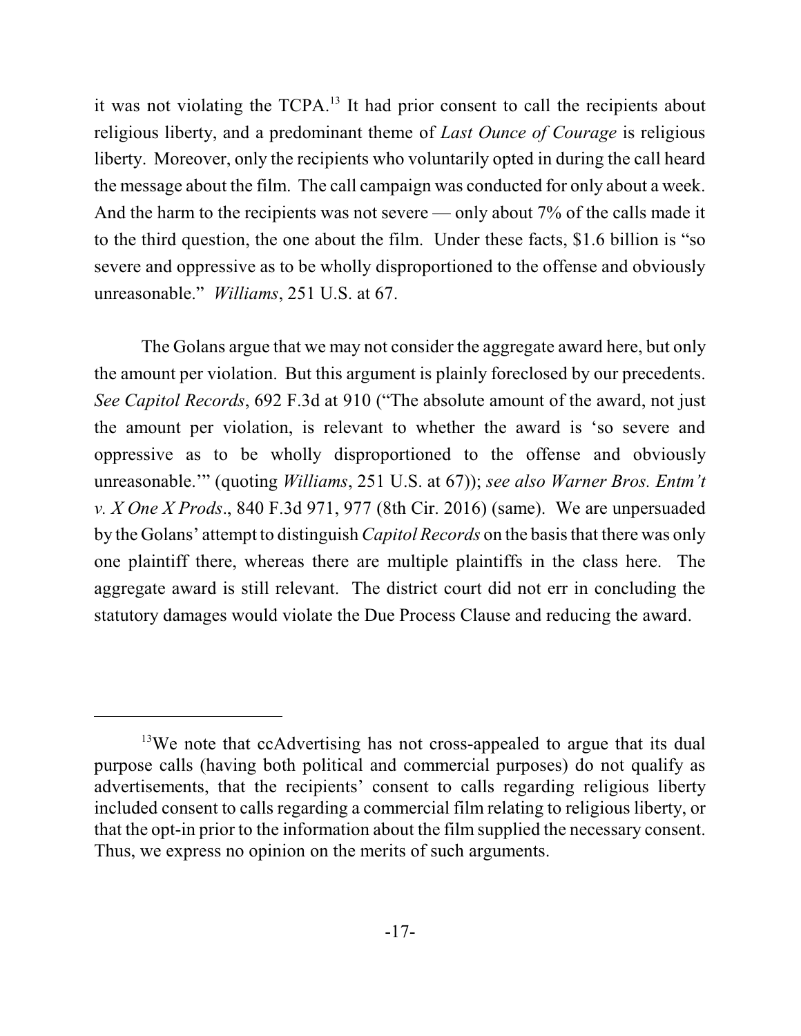it was not violating the TCPA.[13] It had prior consent to call the recipients about religious liberty, and a predominant theme of *Last Ounce of Courage* is religious liberty. Moreover, only the recipients who voluntarily opted in during the call heard the message about the film. The call campaign was conducted for only about a week. And the harm to the recipients was not severe — only about 7% of the calls made it to the third question, the one about the film. Under these facts, $1.6 billion is "so severe and oppressive as to be wholly disproportioned to the offense and obviously unreasonable." *Williams*, 251 U.S. at 67.

The Golans argue that we may not consider the aggregate award here, but only the amount per violation. But this argument is plainly foreclosed by our precedents. *See Capitol Records*, 692 F.3d at 910 ("The absolute amount of the award, not just the amount per violation, is relevant to whether the award is 'so severe and oppressive as to be wholly disproportioned to the offense and obviously unreasonable.'" (quoting *Williams*, 251 U.S. at 67)); *see also Warner Bros. Entm't v. X One X Prods*., 840 F.3d 971, 977 (8th Cir. 2016) (same). We are unpersuaded by the Golans' attempt to distinguish *Capitol Records* on the basis that there was only one plaintiff there, whereas there are multiple plaintiffs in the class here. The aggregate award is still relevant. The district court did not err in concluding the statutory damages would violate the Due Process Clause and reducing the award.

---

[13] We note that ccAdvertising has not cross-appealed to argue that its dual purpose calls (having both political and commercial purposes) do not qualify as advertisements, that the recipients' consent to calls regarding religious liberty included consent to calls regarding a commercial film relating to religious liberty, or that the opt-in prior to the information about the film supplied the necessary consent. Thus, we express no opinion on the merits of such arguments.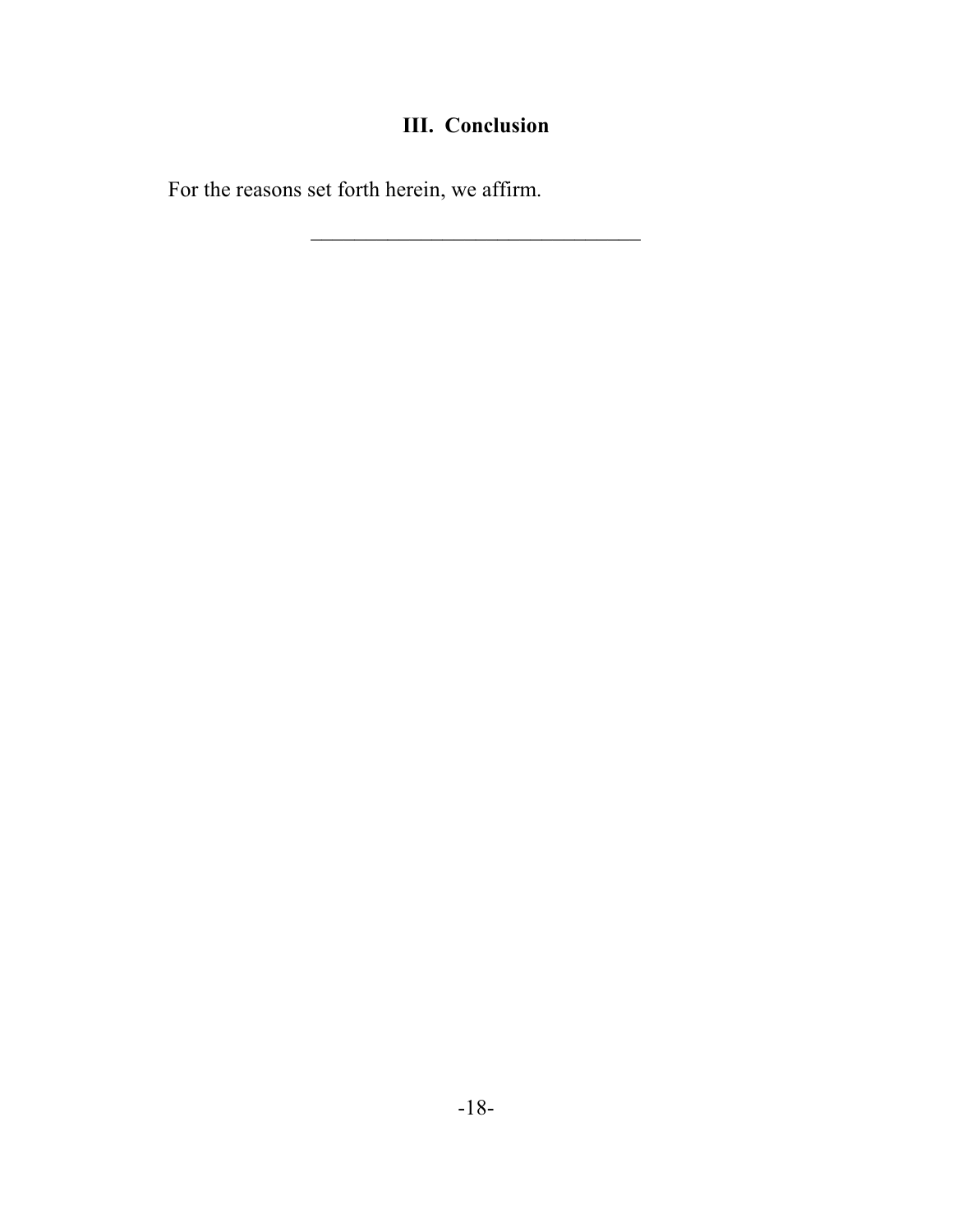## III. Conclusion

For the reasons set forth herein, we affirm.

---